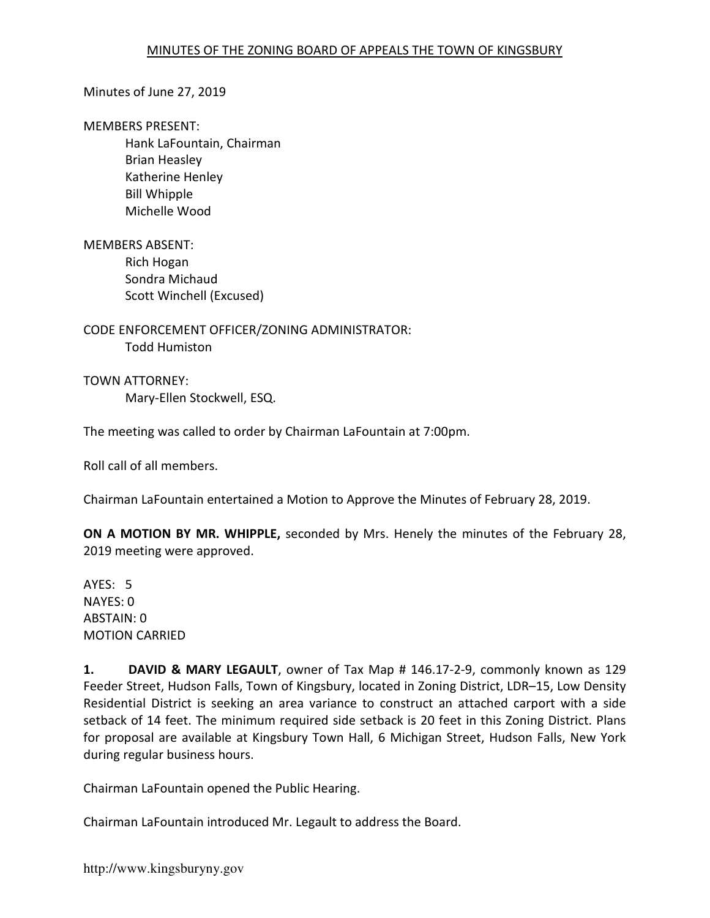MINUTES OF THE ZONING BOARD OF APPEALS THE TOWN OF KINGSBURY

Minutes of June 27, 2019

MEMBERS PRESENT:
- Hank LaFountain, Chairman
- Brian Heasley
- Katherine Henley
- Bill Whipple
- Michelle Wood

MEMBERS ABSENT:
- Rich Hogan
- Sondra Michaud
- Scott Winchell (Excused)

CODE ENFORCEMENT OFFICER/ZONING ADMINISTRATOR:
- Todd Humiston

TOWN ATTORNEY:
- Mary-Ellen Stockwell, ESQ.

The meeting was called to order by Chairman LaFountain at 7:00pm.

Roll call of all members.

Chairman LaFountain entertained a Motion to Approve the Minutes of February 28, 2019.

**ON A MOTION BY MR. WHIPPLE,** seconded by Mrs. Henely the minutes of the February 28, 2019 meeting were approved.

AYES: 5
NAYES: 0
ABSTAIN: 0
MOTION CARRIED

**1. DAVID & MARY LEGAULT**, owner of Tax Map # 146.17-2-9, commonly known as 129 Feeder Street, Hudson Falls, Town of Kingsbury, located in Zoning District, LDR–15, Low Density Residential District is seeking an area variance to construct an attached carport with a side setback of 14 feet. The minimum required side setback is 20 feet in this Zoning District. Plans for proposal are available at Kingsbury Town Hall, 6 Michigan Street, Hudson Falls, New York during regular business hours.

Chairman LaFountain opened the Public Hearing.

Chairman LaFountain introduced Mr. Legault to address the Board.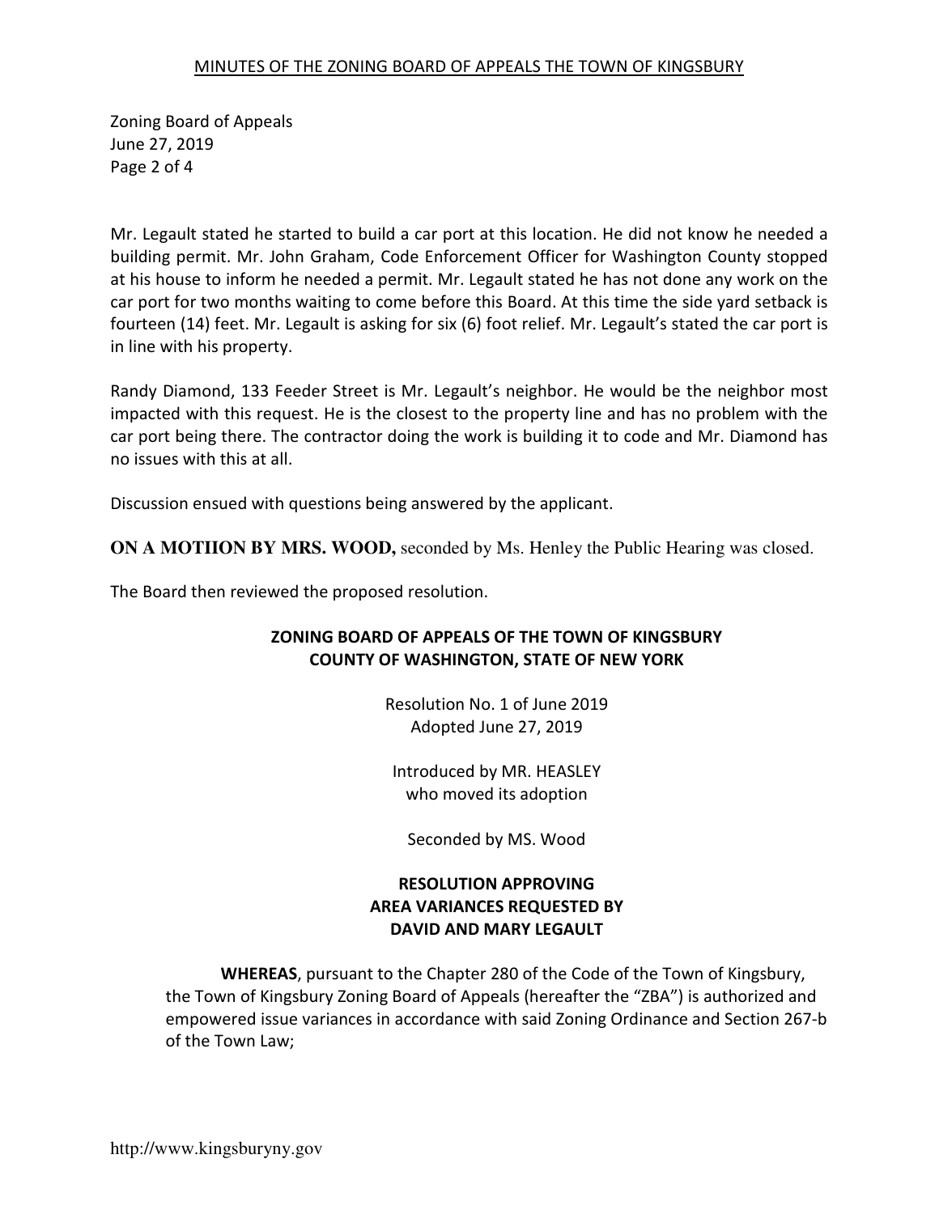Mr. Legault stated he started to build a car port at this location. He did not know he needed a building permit. Mr. John Graham, Code Enforcement Officer for Washington County stopped at his house to inform he needed a permit. Mr. Legault stated he has not done any work on the car port for two months waiting to come before this Board. At this time the side yard setback is fourteen (14) feet. Mr. Legault is asking for six (6) foot relief. Mr. Legault's stated the car port is in line with his property.

Randy Diamond, 133 Feeder Street is Mr. Legault's neighbor. He would be the neighbor most impacted with this request. He is the closest to the property line and has no problem with the car port being there. The contractor doing the work is building it to code and Mr. Diamond has no issues with this at all.

Discussion ensued with questions being answered by the applicant.

**ON A MOTIION BY MRS. WOOD,** seconded by Ms. Henley the Public Hearing was closed.

The Board then reviewed the proposed resolution.

**ZONING BOARD OF APPEALS OF THE TOWN OF KINGSBURY**
**COUNTY OF WASHINGTON, STATE OF NEW YORK**

Resolution No. 1 of June 2019
Adopted June 27, 2019

Introduced by MR. HEASLEY
who moved its adoption

Seconded by MS. Wood

**RESOLUTION APPROVING**
**AREA VARIANCES REQUESTED BY**
**DAVID AND MARY LEGAULT**

**WHEREAS**, pursuant to the Chapter 280 of the Code of the Town of Kingsbury, the Town of Kingsbury Zoning Board of Appeals (hereafter the "ZBA") is authorized and empowered issue variances in accordance with said Zoning Ordinance and Section 267-b of the Town Law;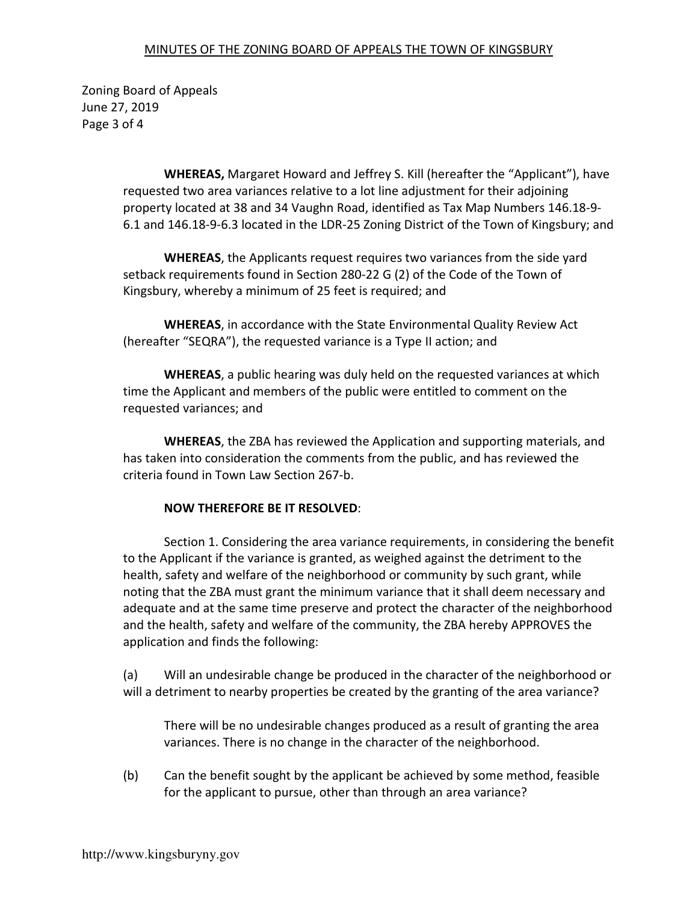**WHEREAS,** Margaret Howard and Jeffrey S. Kill (hereafter the "Applicant"), have requested two area variances relative to a lot line adjustment for their adjoining property located at 38 and 34 Vaughn Road, identified as Tax Map Numbers 146.18-9-6.1 and 146.18-9-6.3 located in the LDR-25 Zoning District of the Town of Kingsbury; and

**WHEREAS**, the Applicants request requires two variances from the side yard setback requirements found in Section 280-22 G (2) of the Code of the Town of Kingsbury, whereby a minimum of 25 feet is required; and

**WHEREAS**, in accordance with the State Environmental Quality Review Act (hereafter "SEQRA"), the requested variance is a Type II action; and

**WHEREAS**, a public hearing was duly held on the requested variances at which time the Applicant and members of the public were entitled to comment on the requested variances; and

**WHEREAS**, the ZBA has reviewed the Application and supporting materials, and has taken into consideration the comments from the public, and has reviewed the criteria found in Town Law Section 267-b.

**NOW THEREFORE BE IT RESOLVED**:

Section 1. Considering the area variance requirements, in considering the benefit to the Applicant if the variance is granted, as weighed against the detriment to the health, safety and welfare of the neighborhood or community by such grant, while noting that the ZBA must grant the minimum variance that it shall deem necessary and adequate and at the same time preserve and protect the character of the neighborhood and the health, safety and welfare of the community, the ZBA hereby APPROVES the application and finds the following:

(a) Will an undesirable change be produced in the character of the neighborhood or will a detriment to nearby properties be created by the granting of the area variance?

There will be no undesirable changes produced as a result of granting the area variances. There is no change in the character of the neighborhood.

(b) Can the benefit sought by the applicant be achieved by some method, feasible for the applicant to pursue, other than through an area variance?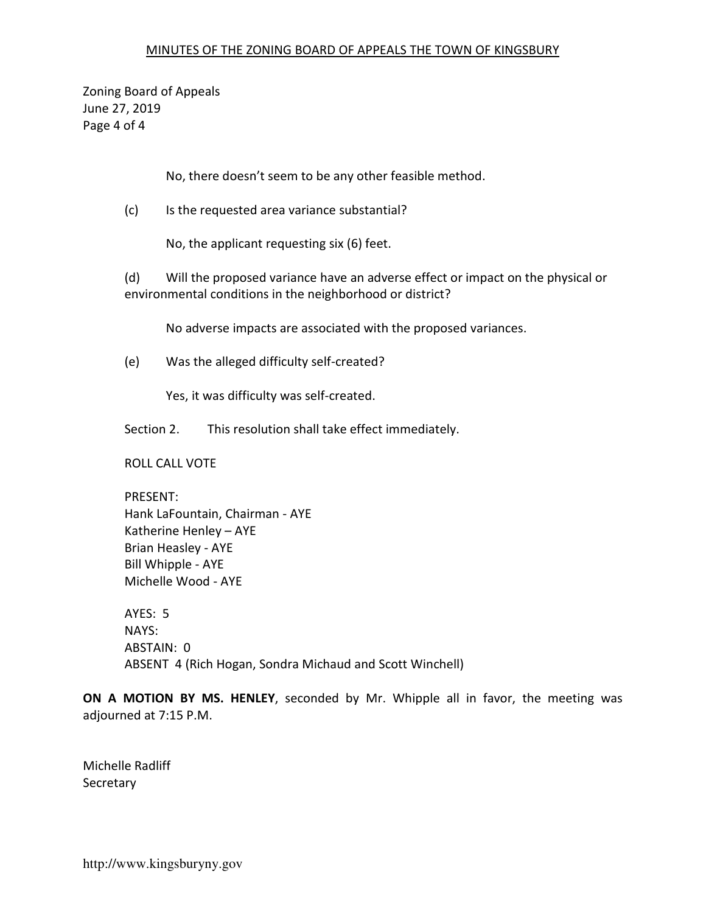No, there doesn't seem to be any other feasible method.

(c) Is the requested area variance substantial?

No, the applicant requesting six (6) feet.

(d) Will the proposed variance have an adverse effect or impact on the physical or environmental conditions in the neighborhood or district?

No adverse impacts are associated with the proposed variances.

(e) Was the alleged difficulty self-created?

Yes, it was difficulty was self-created.

Section 2. This resolution shall take effect immediately.

ROLL CALL VOTE

PRESENT:
Hank LaFountain, Chairman - AYE
Katherine Henley – AYE
Brian Heasley - AYE
Bill Whipple - AYE
Michelle Wood - AYE

AYES: 5
NAYS:
ABSTAIN: 0
ABSENT 4 (Rich Hogan, Sondra Michaud and Scott Winchell)

**ON A MOTION BY MS. HENLEY**, seconded by Mr. Whipple all in favor, the meeting was adjourned at 7:15 P.M.

Michelle Radliff
Secretary